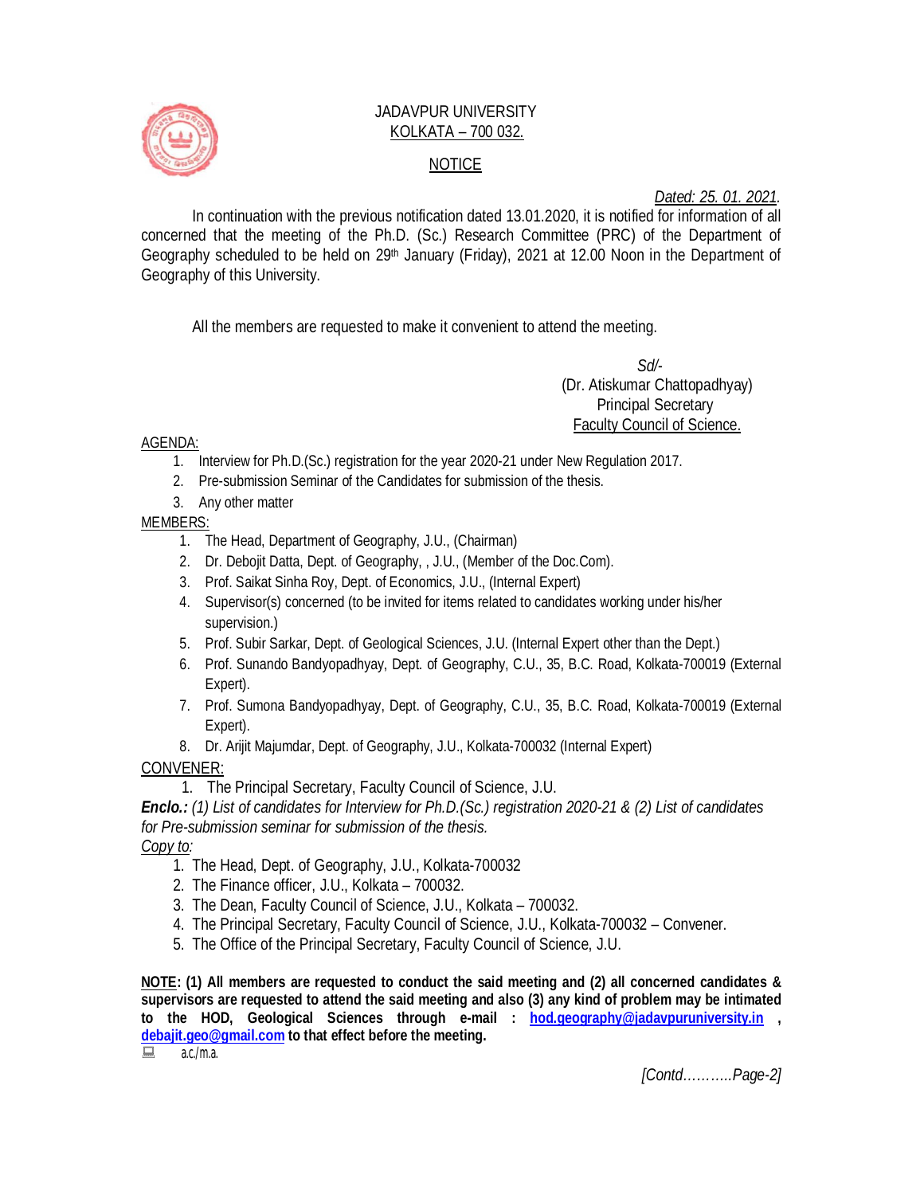JADAVPUR UNIVERSITY
KOLKATA – 700 032.

## NOTICE

*Dated: 25. 01. 2021.*

In continuation with the previous notification dated 13.01.2020, it is notified for information of all concerned that the meeting of the Ph.D. (Sc.) Research Committee (PRC) of the Department of Geography scheduled to be held on 29th January (Friday), 2021 at 12.00 Noon in the Department of Geography of this University.

All the members are requested to make it convenient to attend the meeting.

*Sd/-*
(Dr. Atiskumar Chattopadhyay)
Principal Secretary
Faculty Council of Science.

AGENDA:

1. Interview for Ph.D.(Sc.) registration for the year 2020-21 under New Regulation 2017.
2. Pre-submission Seminar of the Candidates for submission of the thesis.
3. Any other matter

MEMBERS:

1. The Head, Department of Geography, J.U., (Chairman)
2. Dr. Debojit Datta, Dept. of Geography, , J.U., (Member of the Doc.Com).
3. Prof. Saikat Sinha Roy, Dept. of Economics, J.U., (Internal Expert)
4. Supervisor(s) concerned (to be invited for items related to candidates working under his/her supervision.)
5. Prof. Subir Sarkar, Dept. of Geological Sciences, J.U. (Internal Expert other than the Dept.)
6. Prof. Sunando Bandyopadhyay, Dept. of Geography, C.U., 35, B.C. Road, Kolkata-700019 (External Expert).
7. Prof. Sumona Bandyopadhyay, Dept. of Geography, C.U., 35, B.C. Road, Kolkata-700019 (External Expert).
8. Dr. Arijit Majumdar, Dept. of Geography, J.U., Kolkata-700032 (Internal Expert)

CONVENER:

1. The Principal Secretary, Faculty Council of Science, J.U.

***Enclo.:*** *(1) List of candidates for Interview for Ph.D.(Sc.) registration 2020-21 & (2) List of candidates for Pre-submission seminar for submission of the thesis.*

*Copy to:*

1. The Head, Dept. of Geography, J.U., Kolkata-700032
2. The Finance officer, J.U., Kolkata – 700032.
3. The Dean, Faculty Council of Science, J.U., Kolkata – 700032.
4. The Principal Secretary, Faculty Council of Science, J.U., Kolkata-700032 – Convener.
5. The Office of the Principal Secretary, Faculty Council of Science, J.U.

**NOTE: (1) All members are requested to conduct the said meeting and (2) all concerned candidates & supervisors are requested to attend the said meeting and also (3) any kind of problem may be intimated to the HOD, Geological Sciences through e-mail : hod.geography@jadavpuruniversity.in , debajit.geo@gmail.com to that effect before the meeting.**

a.c./m.a.

*[Contd……….Page-2]*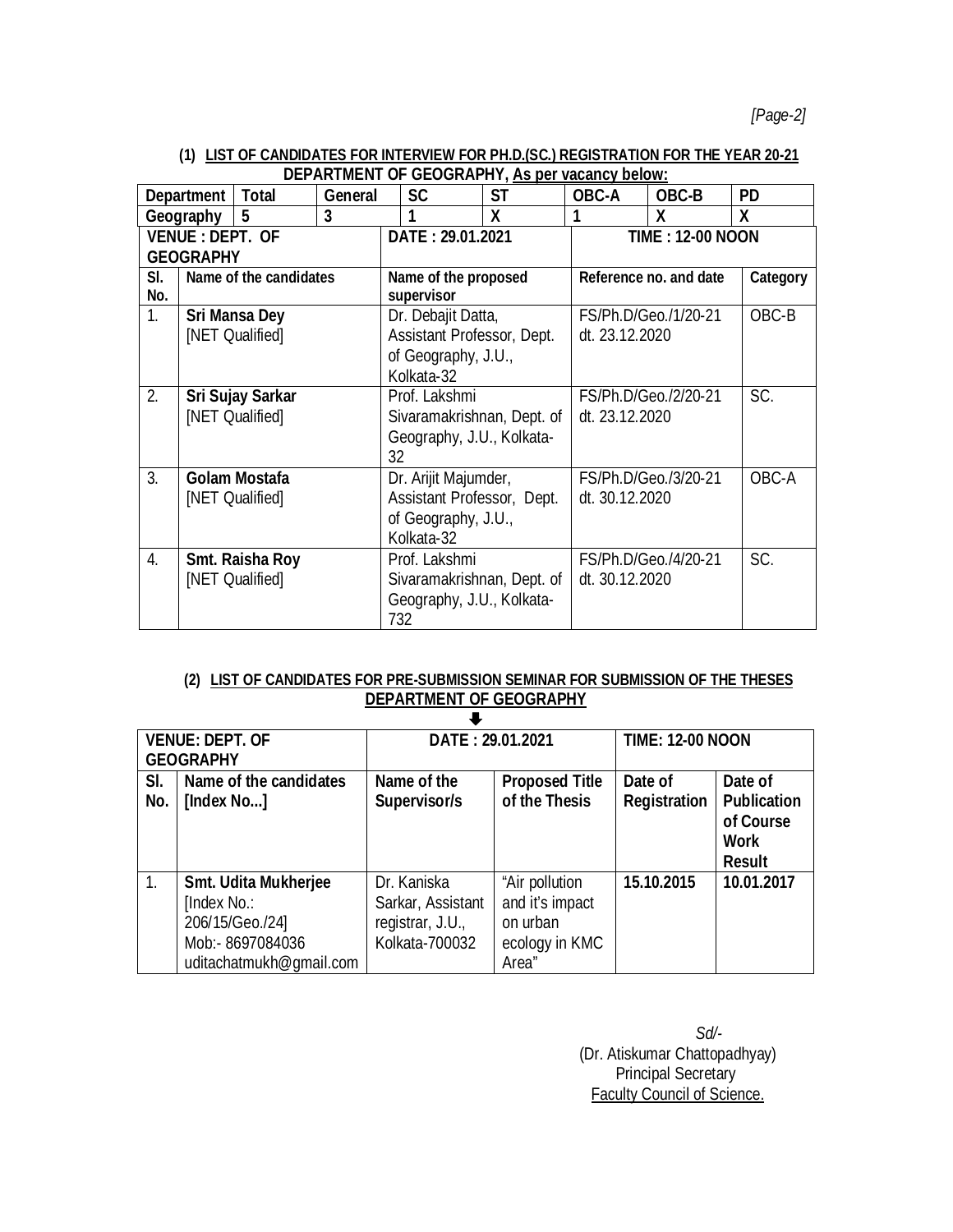## (1) LIST OF CANDIDATES FOR INTERVIEW FOR PH.D.(SC.) REGISTRATION FOR THE YEAR 20-21 DEPARTMENT OF GEOGRAPHY, As per vacancy below:

| Department | Total | General | SC | ST | OBC-A | OBC-B | PD |
|---|---|---|---|---|---|---|---|
| Geography | 5 | 3 | 1 | X | 1 | X | X |

**VENUE : DEPT. OF GEOGRAPHY** | **DATE : 29.01.2021** | **TIME : 12-00 NOON**

| Sl. No. | Name of the candidates | Name of the proposed supervisor | Reference no. and date | Category |
|---|---|---|---|---|
| 1. | **Sri Mansa Dey** [NET Qualified] | Dr. Debajit Datta, Assistant Professor, Dept. of Geography, J.U., Kolkata-32 | FS/Ph.D/Geo./1/20-21 dt. 23.12.2020 | OBC-B |
| 2. | **Sri Sujay Sarkar** [NET Qualified] | Prof. Lakshmi Sivaramakrishnan, Dept. of Geography, J.U., Kolkata-32 | FS/Ph.D/Geo./2/20-21 dt. 23.12.2020 | SC. |
| 3. | **Golam Mostafa** [NET Qualified] | Dr. Arijit Majumder, Assistant Professor, Dept. of Geography, J.U., Kolkata-32 | FS/Ph.D/Geo./3/20-21 dt. 30.12.2020 | OBC-A |
| 4. | **Smt. Raisha Roy** [NET Qualified] | Prof. Lakshmi Sivaramakrishnan, Dept. of Geography, J.U., Kolkata-732 | FS/Ph.D/Geo./4/20-21 dt. 30.12.2020 | SC. |

## (2) LIST OF CANDIDATES FOR PRE-SUBMISSION SEMINAR FOR SUBMISSION OF THE THESES DEPARTMENT OF GEOGRAPHY

**VENUE: DEPT. OF GEOGRAPHY** | **DATE : 29.01.2021** | **TIME: 12-00 NOON**

| Sl. No. | Name of the candidates [Index No...] | Name of the Supervisor/s | Proposed Title of the Thesis | Date of Registration | Date of Publication of Course Work Result |
|---|---|---|---|---|---|
| 1. | **Smt. Udita Mukherjee** [Index No.: 206/15/Geo./24] Mob:- 8697084036 uditachatmukh@gmail.com | Dr. Kaniska Sarkar, Assistant registrar, J.U., Kolkata-700032 | "Air pollution and it's impact on urban ecology in KMC Area" | **15.10.2015** | **10.01.2017** |

*Sd/-*
(Dr. Atiskumar Chattopadhyay)
Principal Secretary
Faculty Council of Science.